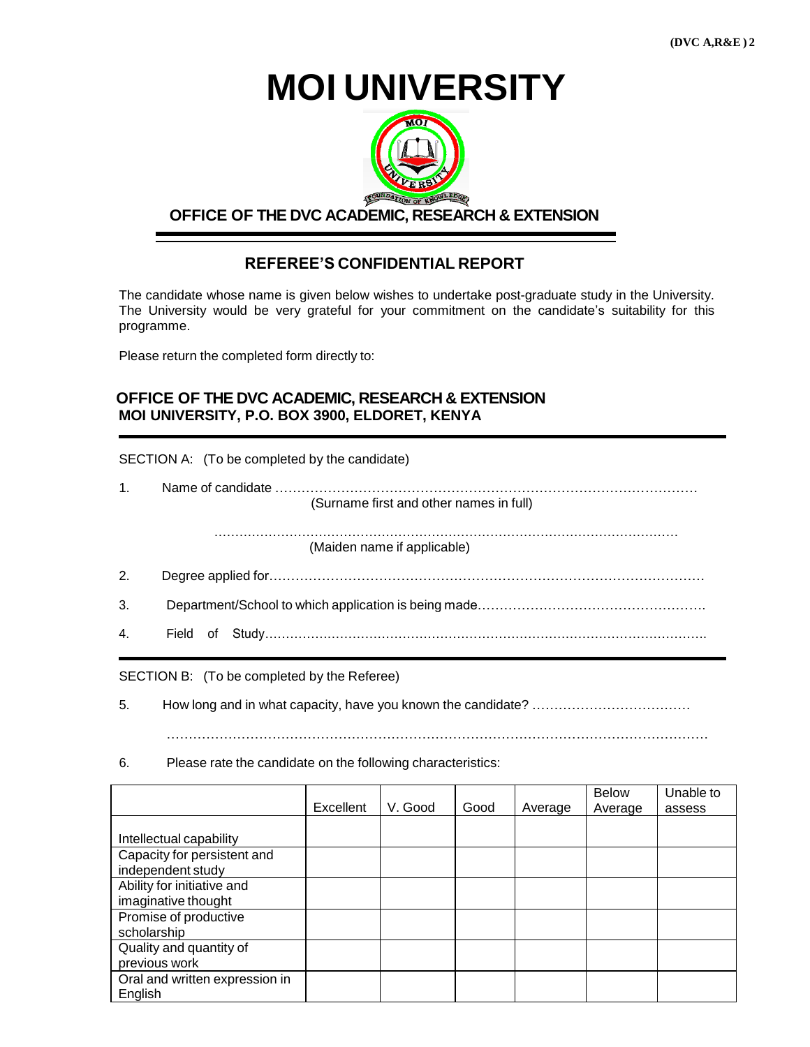# MOI UNIVERSITY

**OFFICE OF THE DVC ACADEMIC, RESEARCH & EXTENSION**

## REFEREE'S CONFIDENTIAL REPORT

The candidate whose name is given below wishes to undertake post-graduate study in the University. The University would be very grateful for your commitment on the candidate's suitability for this programme.

Please return the completed form directly to:

**OFFICE OF THE DVC ACADEMIC, RESEARCH & EXTENSION**
**MOI UNIVERSITY, P.O. BOX 3900, ELDORET, KENYA**

---

SECTION A: (To be completed by the candidate)

1. Name of candidate ……………………………………………………………………………………
   (Surname first and other names in full)

   ……………………………………………………………………………………………
   (Maiden name if applicable)

2. Degree applied for………………………………………………………………………………………

3. Department/School to which application is being made…………………………………………….

4. Field of Study…………………………………………………………………………………………….

---

SECTION B: (To be completed by the Referee)

5. How long and in what capacity, have you known the candidate? ………………………………

   ……………………………………………………………………………………………………………

6. Please rate the candidate on the following characteristics:

| | Excellent | V. Good | Good | Average | Below Average | Unable to assess |
|---|---|---|---|---|---|---|
| Intellectual capability | | | | | | |
| Capacity for persistent and independent study | | | | | | |
| Ability for initiative and imaginative thought | | | | | | |
| Promise of productive scholarship | | | | | | |
| Quality and quantity of previous work | | | | | | |
| Oral and written expression in English | | | | | | |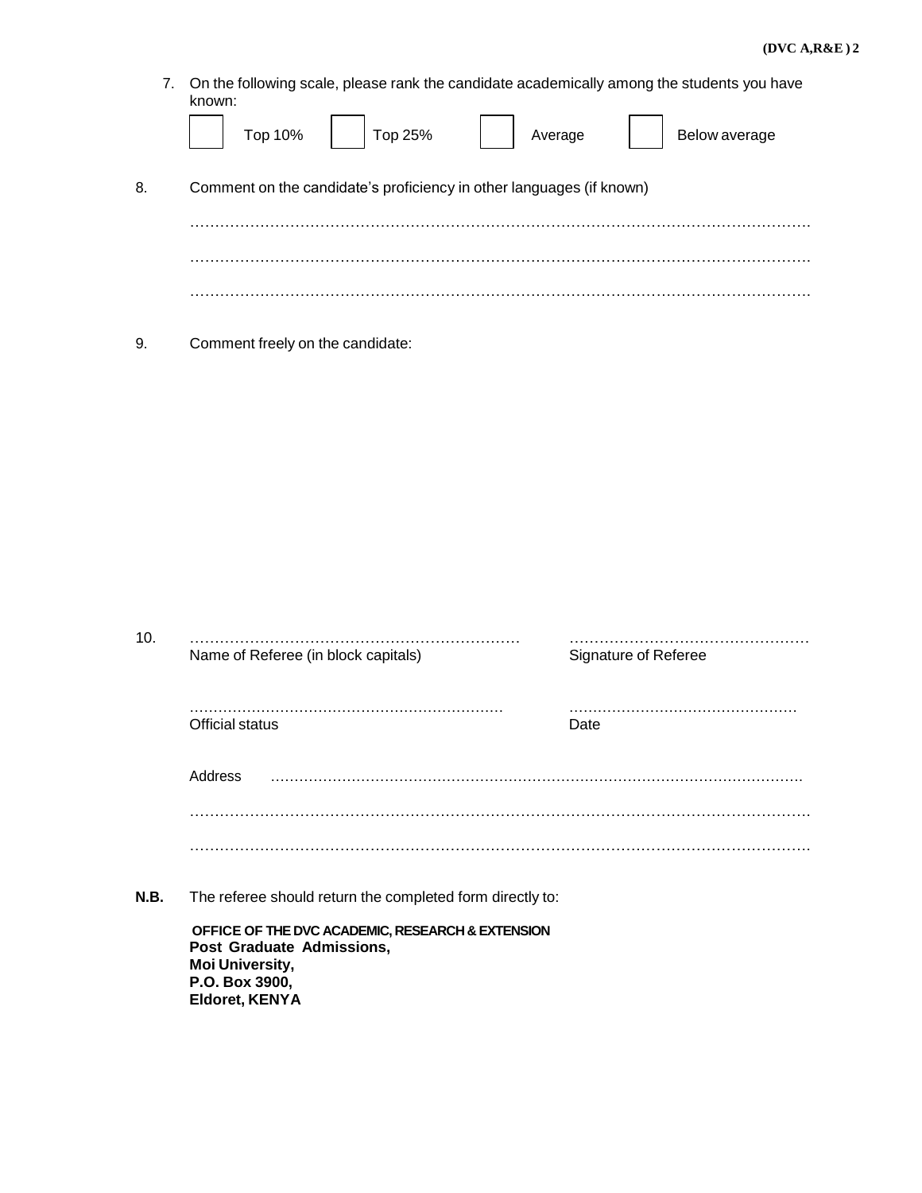7. On the following scale, please rank the candidate academically among the students you have known:

☐ Top 10% ☐ Top 25% ☐ Average ☐ Below average

8. Comment on the candidate's proficiency in other languages (if known)

…………………………………………………………………………………………………………

…………………………………………………………………………………………………………

…………………………………………………………………………………………………………

9. Comment freely on the candidate:

10. ……………………………………………………… ………………………………………

Name of Referee (in block capitals) Signature of Referee

……………………………………………………… ………………………………………

Official status Date

Address ……………………………………………………………………………………………

…………………………………………………………………………………………………………

…………………………………………………………………………………………………………

**N.B.** The referee should return the completed form directly to:

**OFFICE OF THE DVC ACADEMIC, RESEARCH & EXTENSION**
**Post Graduate Admissions,**
**Moi University,**
**P.O. Box 3900,**
**Eldoret, KENYA**